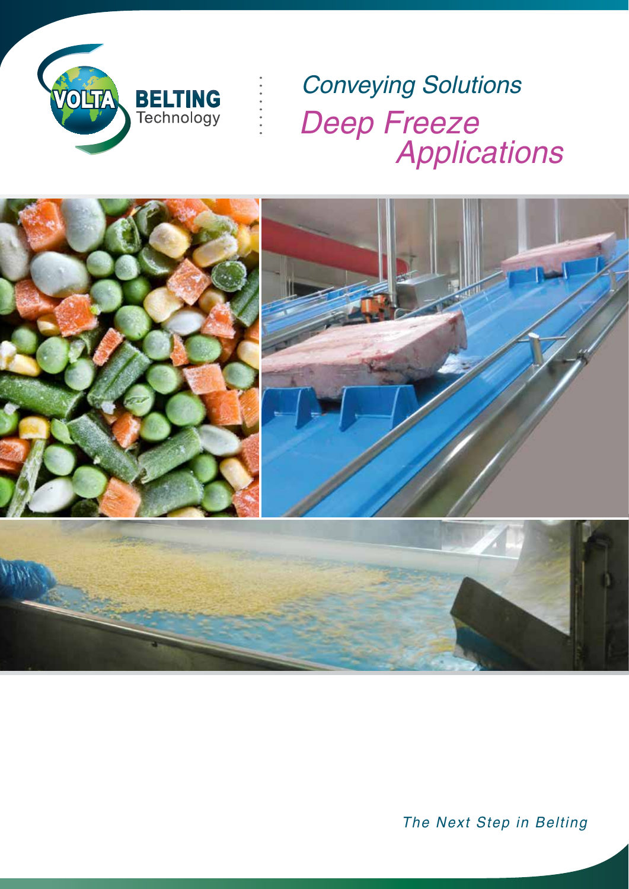VOLTA BELTING Technology

*Conveying Solutions*

# *Deep Freeze Applications*

*The Next Step in Belting*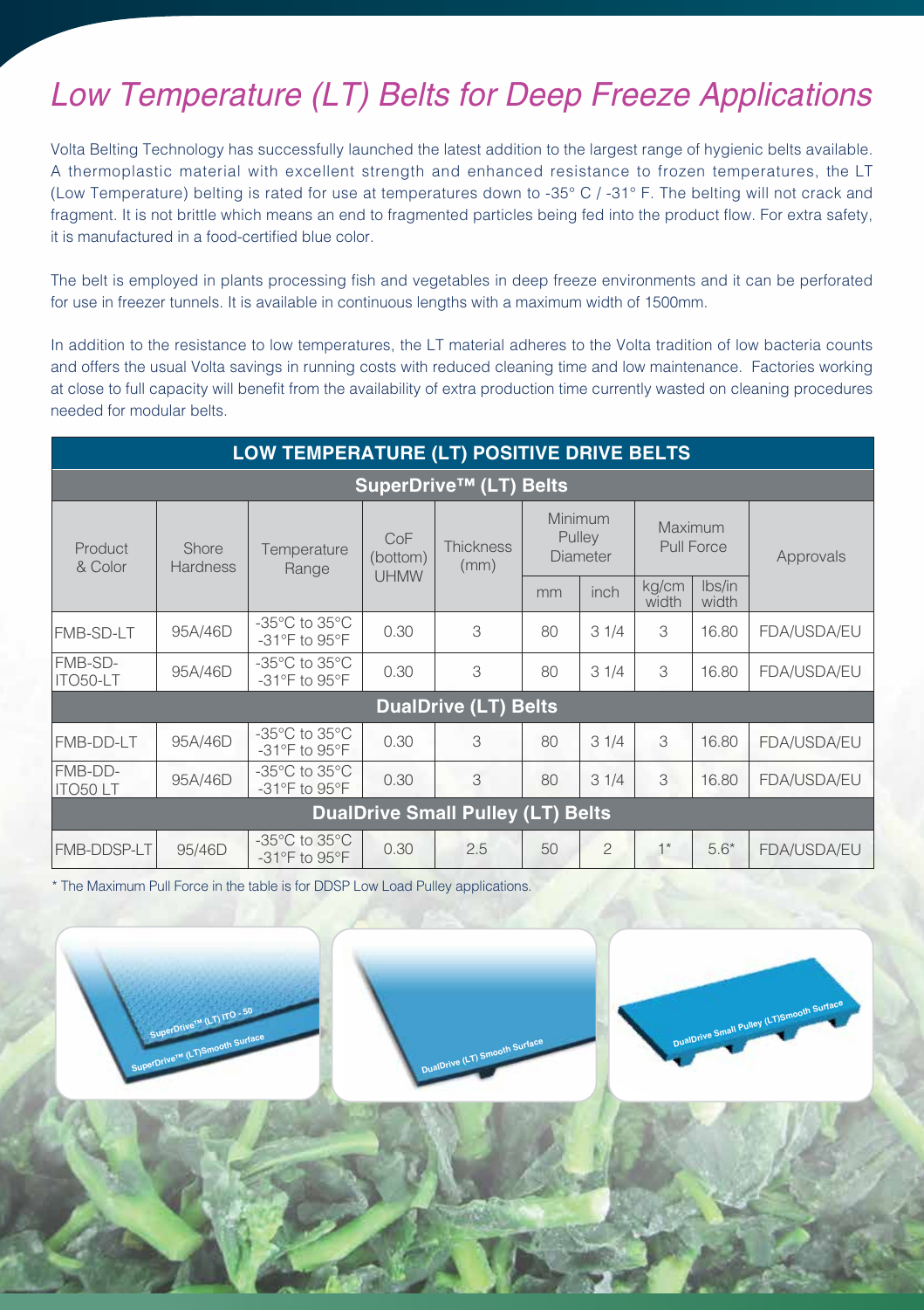# *Low Temperature (LT) Belts for Deep Freeze Applications*

Volta Belting Technology has successfully launched the latest addition to the largest range of hygienic belts available. A thermoplastic material with excellent strength and enhanced resistance to frozen temperatures, the LT (Low Temperature) belting is rated for use at temperatures down to -35° C / -31° F. The belting will not crack and fragment. It is not brittle which means an end to fragmented particles being fed into the product flow. For extra safety, it is manufactured in a food-certified blue color.

The belt is employed in plants processing fish and vegetables in deep freeze environments and it can be perforated for use in freezer tunnels. It is available in continuous lengths with a maximum width of 1500mm.

In addition to the resistance to low temperatures, the LT material adheres to the Volta tradition of low bacteria counts and offers the usual Volta savings in running costs with reduced cleaning time and low maintenance. Factories working at close to full capacity will benefit from the availability of extra production time currently wasted on cleaning procedures needed for modular belts.

| LOW TEMPERATURE (LT) POSITIVE DRIVE BELTS | | | | | | | | | |
|---|---|---|---|---|---|---|---|---|---|
| **SuperDrive™ (LT) Belts** | | | | | | | | | |
| Product & Color | Shore Hardness | Temperature Range | CoF (bottom) UHMW | Thickness (mm) | Minimum Pulley Diameter | | Maximum Pull Force | | Approvals |
| | | | | | mm | inch | kg/cm width | lbs/in width | |
| FMB-SD-LT | 95A/46D | -35°C to 35°C -31°F to 95°F | 0.30 | 3 | 80 | 3 1/4 | 3 | 16.80 | FDA/USDA/EU |
| FMB-SD-ITO50-LT | 95A/46D | -35°C to 35°C -31°F to 95°F | 0.30 | 3 | 80 | 3 1/4 | 3 | 16.80 | FDA/USDA/EU |
| **DualDrive (LT) Belts** | | | | | | | | | |
| FMB-DD-LT | 95A/46D | -35°C to 35°C -31°F to 95°F | 0.30 | 3 | 80 | 3 1/4 | 3 | 16.80 | FDA/USDA/EU |
| FMB-DD-ITO50 LT | 95A/46D | -35°C to 35°C -31°F to 95°F | 0.30 | 3 | 80 | 3 1/4 | 3 | 16.80 | FDA/USDA/EU |
| **DualDrive Small Pulley (LT) Belts** | | | | | | | | | |
| FMB-DDSP-LT | 95/46D | -35°C to 35°C -31°F to 95°F | 0.30 | 2.5 | 50 | 2 | 1* | 5.6* | FDA/USDA/EU |

* The Maximum Pull Force in the table is for DDSP Low Load Pulley applications.

SuperDrive™ (LT) ITO - 50

SuperDrive™ (LT)Smooth Surface

DualDrive (LT) Smooth Surface

DualDrive Small Pulley (LT)Smooth Surface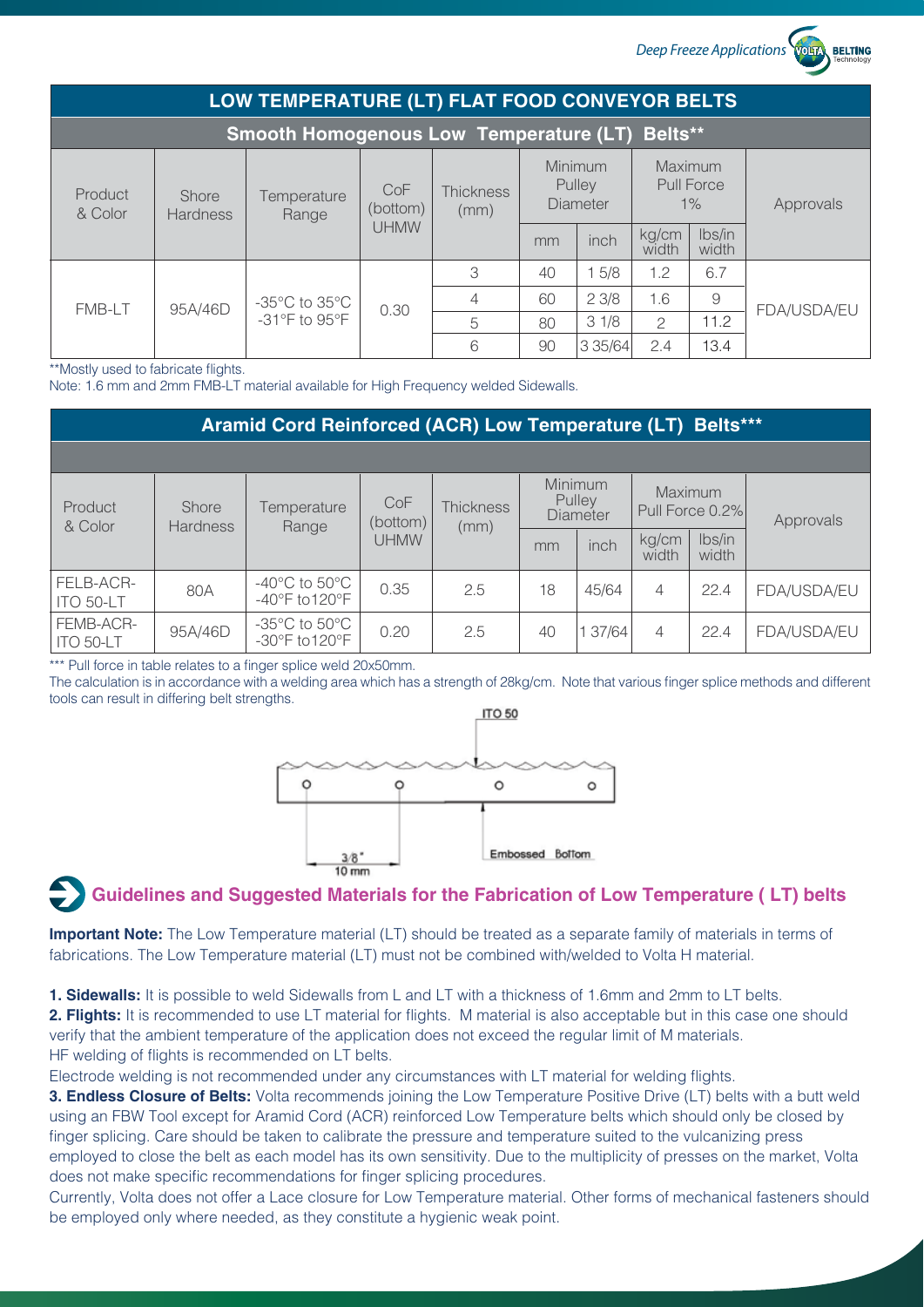## LOW TEMPERATURE (LT) FLAT FOOD CONVEYOR BELTS

### Smooth Homogenous Low Temperature (LT) Belts**

| Product & Color | Shore Hardness | Temperature Range | CoF (bottom) UHMW | Thickness (mm) | Minimum Pulley Diameter | | Maximum Pull Force 1% | | Approvals |
|---|---|---|---|---|---|---|---|---|---|
| | | | | | mm | inch | kg/cm width | lbs/in width | |
| FMB-LT | 95A/46D | -35°C to 35°C -31°F to 95°F | 0.30 | 3 | 40 | 1 5/8 | 1.2 | 6.7 | FDA/USDA/EU |
| | | | | 4 | 60 | 2 3/8 | 1.6 | 9 | |
| | | | | 5 | 80 | 3 1/8 | 2 | 11.2 | |
| | | | | 6 | 90 | 3 35/64 | 2.4 | 13.4 | |

**Mostly used to fabricate flights.

Note: 1.6 mm and 2mm FMB-LT material available for High Frequency welded Sidewalls.

### Aramid Cord Reinforced (ACR) Low Temperature (LT) Belts***

| Product & Color | Shore Hardness | Temperature Range | CoF (bottom) UHMW | Thickness (mm) | Minimum Pulley Diameter | | Maximum Pull Force 0.2% | | Approvals |
|---|---|---|---|---|---|---|---|---|---|
| | | | | | mm | inch | kg/cm width | lbs/in width | |
| FELB-ACR-ITO 50-LT | 80A | -40°C to 50°C -40°F to120°F | 0.35 | 2.5 | 18 | 45/64 | 4 | 22.4 | FDA/USDA/EU |
| FEMB-ACR-ITO 50-LT | 95A/46D | -35°C to 50°C -30°F to120°F | 0.20 | 2.5 | 40 | 1 37/64 | 4 | 22.4 | FDA/USDA/EU |

*** Pull force in table relates to a finger splice weld 20x50mm.

The calculation is in accordance with a welding area which has a strength of 28kg/cm. Note that various finger splice methods and different tools can result in differing belt strengths.

ITO 50

3/8"
10 mm

Embossed Bottom

## Guidelines and Suggested Materials for the Fabrication of Low Temperature ( LT) belts

**Important Note:** The Low Temperature material (LT) should be treated as a separate family of materials in terms of fabrications. The Low Temperature material (LT) must not be combined with/welded to Volta H material.

**1. Sidewalls:** It is possible to weld Sidewalls from L and LT with a thickness of 1.6mm and 2mm to LT belts.

**2. Flights:** It is recommended to use LT material for flights. M material is also acceptable but in this case one should verify that the ambient temperature of the application does not exceed the regular limit of M materials.

HF welding of flights is recommended on LT belts.

Electrode welding is not recommended under any circumstances with LT material for welding flights.

**3. Endless Closure of Belts:** Volta recommends joining the Low Temperature Positive Drive (LT) belts with a butt weld using an FBW Tool except for Aramid Cord (ACR) reinforced Low Temperature belts which should only be closed by finger splicing. Care should be taken to calibrate the pressure and temperature suited to the vulcanizing press employed to close the belt as each model has its own sensitivity. Due to the multiplicity of presses on the market, Volta does not make specific recommendations for finger splicing procedures.

Currently, Volta does not offer a Lace closure for Low Temperature material. Other forms of mechanical fasteners should be employed only where needed, as they constitute a hygienic weak point.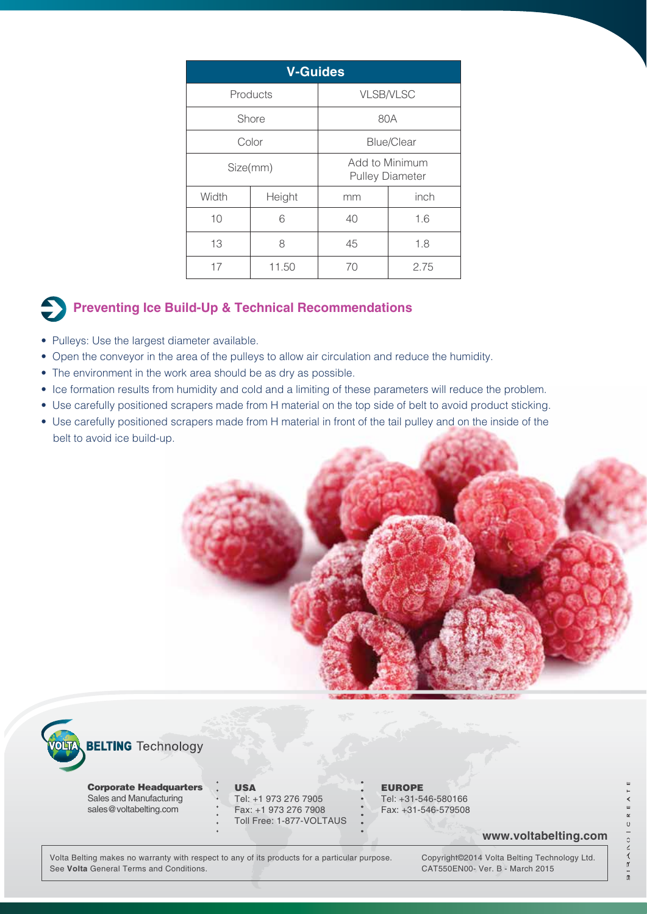| V-Guides | | | |
|---|---|---|---|
| Products | | VLSB/VLSC | |
| Shore | | 80A | |
| Color | | Blue/Clear | |
| Size(mm) | | Add to Minimum Pulley Diameter | |
| Width | Height | mm | inch |
| 10 | 6 | 40 | 1.6 |
| 13 | 8 | 45 | 1.8 |
| 17 | 11.50 | 70 | 2.75 |

## Preventing Ice Build-Up & Technical Recommendations

- Pulleys: Use the largest diameter available.
- Open the conveyor in the area of the pulleys to allow air circulation and reduce the humidity.
- The environment in the work area should be as dry as possible.
- Ice formation results from humidity and cold and a limiting of these parameters will reduce the problem.
- Use carefully positioned scrapers made from H material on the top side of belt to avoid product sticking.
- Use carefully positioned scrapers made from H material in front of the tail pulley and on the inside of the belt to avoid ice build-up.

VOLTA BELTING Technology

**Corporate Headquarters**
Sales and Manufacturing
sales@voltabelting.com

**USA**
Tel: +1 973 276 7905
Fax: +1 973 276 7908
Toll Free: 1-877-VOLTAUS

**EUROPE**
Tel: +31-546-580166
Fax: +31-546-579508

**www.voltabelting.com**

Volta Belting makes no warranty with respect to any of its products for a particular purpose. See **Volta** General Terms and Conditions.

Copyright©2014 Volta Belting Technology Ltd.
CAT550EN00- Ver. B - March 2015